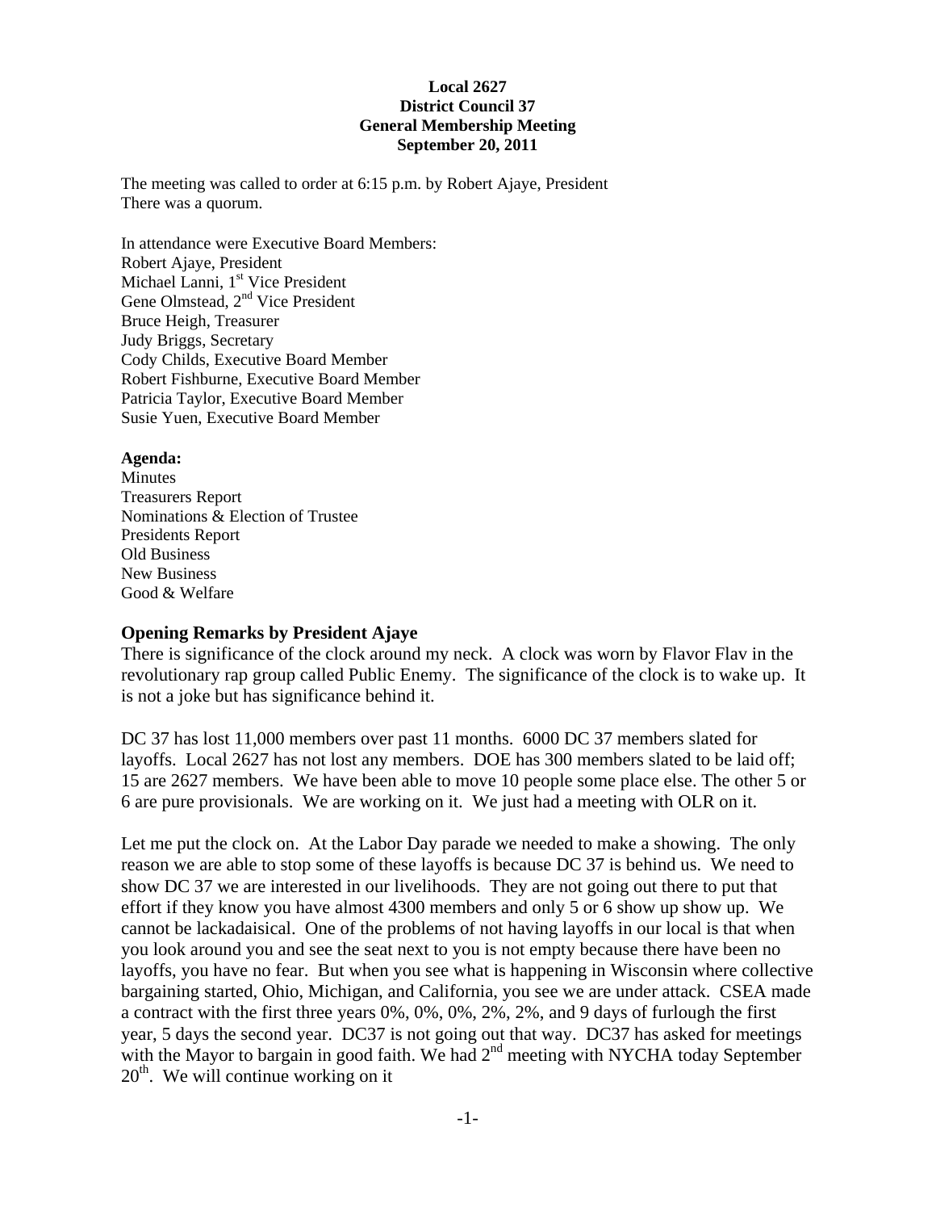**Local 2627**
**District Council 37**
**General Membership Meeting**
**September 20, 2011**

The meeting was called to order at 6:15 p.m. by Robert Ajaye, President
There was a quorum.

In attendance were Executive Board Members:
Robert Ajaye, President
Michael Lanni, 1st Vice President
Gene Olmstead, 2nd Vice President
Bruce Heigh, Treasurer
Judy Briggs, Secretary
Cody Childs, Executive Board Member
Robert Fishburne, Executive Board Member
Patricia Taylor, Executive Board Member
Susie Yuen, Executive Board Member

**Agenda:**
Minutes
Treasurers Report
Nominations & Election of Trustee
Presidents Report
Old Business
New Business
Good & Welfare

### Opening Remarks by President Ajaye

There is significance of the clock around my neck. A clock was worn by Flavor Flav in the revolutionary rap group called Public Enemy. The significance of the clock is to wake up. It is not a joke but has significance behind it.

DC 37 has lost 11,000 members over past 11 months. 6000 DC 37 members slated for layoffs. Local 2627 has not lost any members. DOE has 300 members slated to be laid off; 15 are 2627 members. We have been able to move 10 people some place else. The other 5 or 6 are pure provisionals. We are working on it. We just had a meeting with OLR on it.

Let me put the clock on. At the Labor Day parade we needed to make a showing. The only reason we are able to stop some of these layoffs is because DC 37 is behind us. We need to show DC 37 we are interested in our livelihoods. They are not going out there to put that effort if they know you have almost 4300 members and only 5 or 6 show up show up. We cannot be lackadaisical. One of the problems of not having layoffs in our local is that when you look around you and see the seat next to you is not empty because there have been no layoffs, you have no fear. But when you see what is happening in Wisconsin where collective bargaining started, Ohio, Michigan, and California, you see we are under attack. CSEA made a contract with the first three years 0%, 0%, 0%, 2%, 2%, and 9 days of furlough the first year, 5 days the second year. DC37 is not going out that way. DC37 has asked for meetings with the Mayor to bargain in good faith. We had 2nd meeting with NYCHA today September 20th. We will continue working on it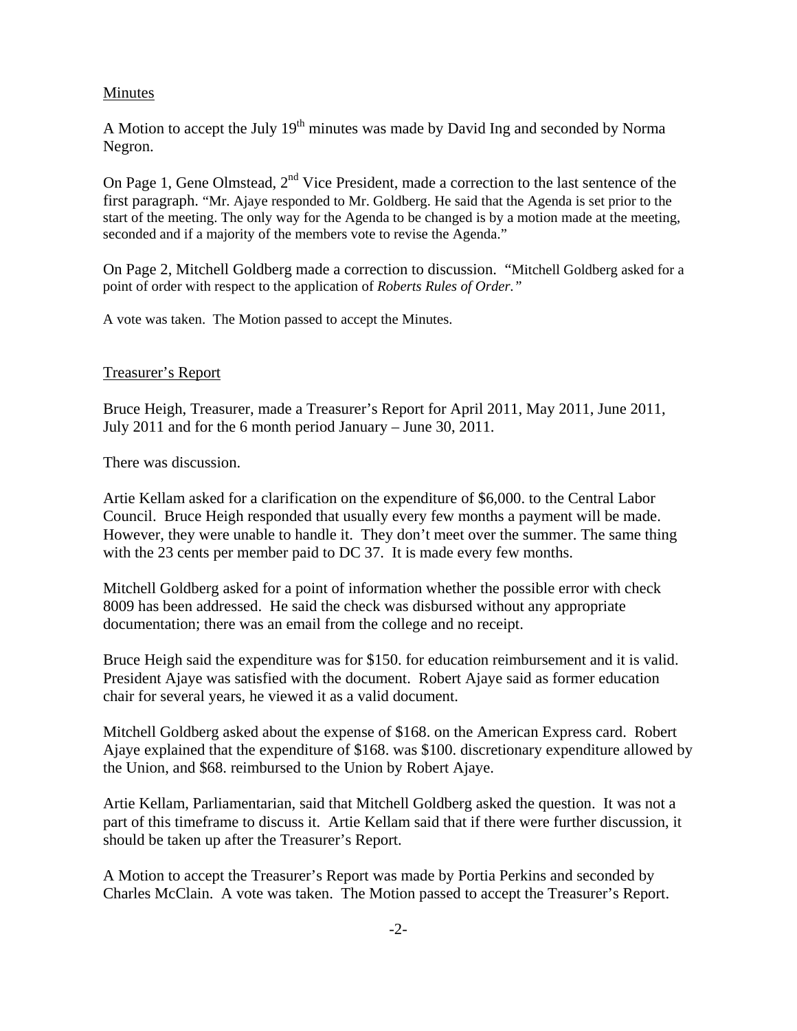## Minutes

A Motion to accept the July 19th minutes was made by David Ing and seconded by Norma Negron.

On Page 1, Gene Olmstead, 2nd Vice President, made a correction to the last sentence of the first paragraph. "Mr. Ajaye responded to Mr. Goldberg. He said that the Agenda is set prior to the start of the meeting. The only way for the Agenda to be changed is by a motion made at the meeting, seconded and if a majority of the members vote to revise the Agenda."

On Page 2, Mitchell Goldberg made a correction to discussion. "Mitchell Goldberg asked for a point of order with respect to the application of *Roberts Rules of Order.*"

A vote was taken. The Motion passed to accept the Minutes.

## Treasurer's Report

Bruce Heigh, Treasurer, made a Treasurer's Report for April 2011, May 2011, June 2011, July 2011 and for the 6 month period January – June 30, 2011.

There was discussion.

Artie Kellam asked for a clarification on the expenditure of $6,000. to the Central Labor Council. Bruce Heigh responded that usually every few months a payment will be made. However, they were unable to handle it. They don't meet over the summer. The same thing with the 23 cents per member paid to DC 37. It is made every few months.

Mitchell Goldberg asked for a point of information whether the possible error with check 8009 has been addressed. He said the check was disbursed without any appropriate documentation; there was an email from the college and no receipt.

Bruce Heigh said the expenditure was for $150. for education reimbursement and it is valid. President Ajaye was satisfied with the document. Robert Ajaye said as former education chair for several years, he viewed it as a valid document.

Mitchell Goldberg asked about the expense of $168. on the American Express card. Robert Ajaye explained that the expenditure of $168. was $100. discretionary expenditure allowed by the Union, and $68. reimbursed to the Union by Robert Ajaye.

Artie Kellam, Parliamentarian, said that Mitchell Goldberg asked the question. It was not a part of this timeframe to discuss it. Artie Kellam said that if there were further discussion, it should be taken up after the Treasurer's Report.

A Motion to accept the Treasurer's Report was made by Portia Perkins and seconded by Charles McClain. A vote was taken. The Motion passed to accept the Treasurer's Report.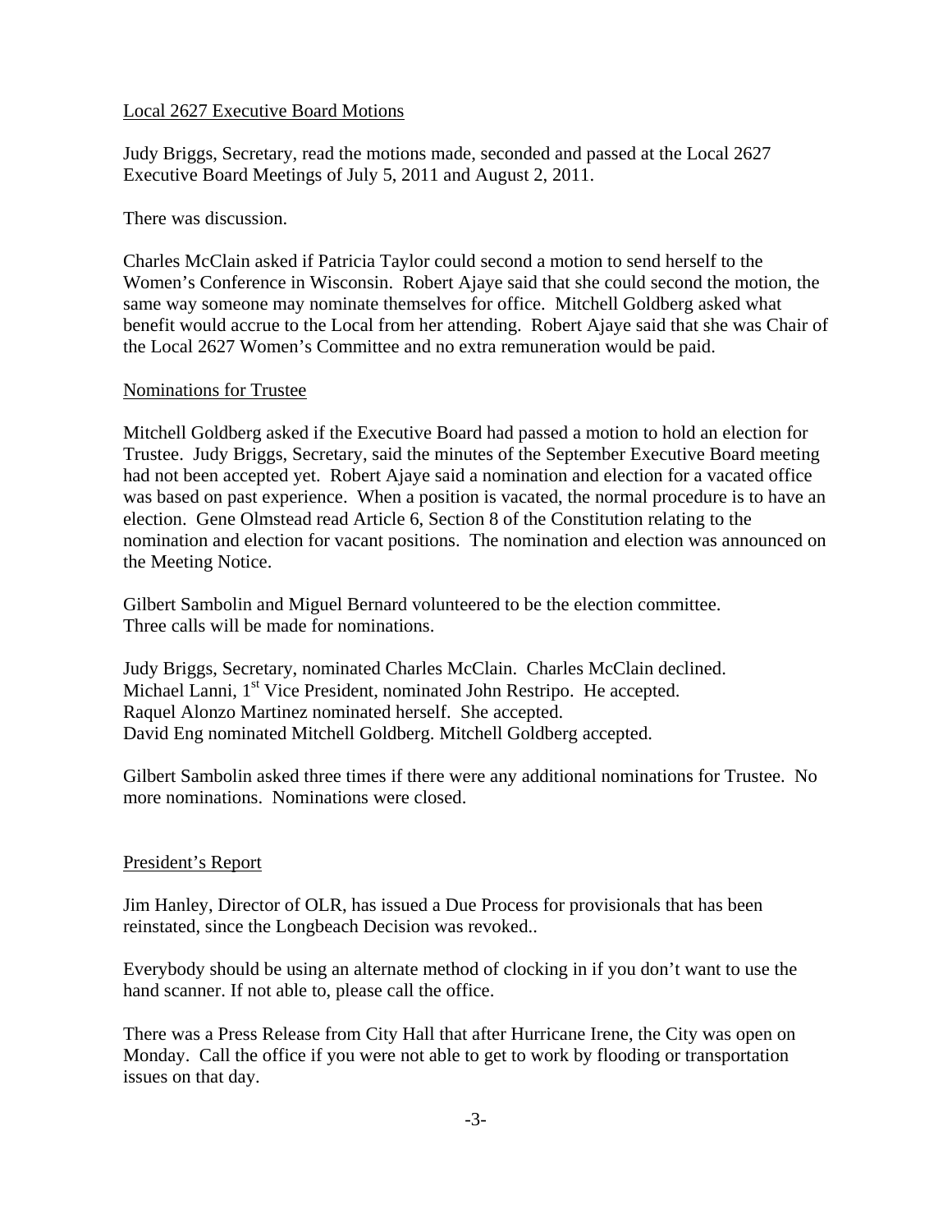Local 2627 Executive Board Motions

Judy Briggs, Secretary, read the motions made, seconded and passed at the Local 2627 Executive Board Meetings of July 5, 2011 and August 2, 2011.

There was discussion.

Charles McClain asked if Patricia Taylor could second a motion to send herself to the Women's Conference in Wisconsin. Robert Ajaye said that she could second the motion, the same way someone may nominate themselves for office. Mitchell Goldberg asked what benefit would accrue to the Local from her attending. Robert Ajaye said that she was Chair of the Local 2627 Women's Committee and no extra remuneration would be paid.

Nominations for Trustee

Mitchell Goldberg asked if the Executive Board had passed a motion to hold an election for Trustee. Judy Briggs, Secretary, said the minutes of the September Executive Board meeting had not been accepted yet. Robert Ajaye said a nomination and election for a vacated office was based on past experience. When a position is vacated, the normal procedure is to have an election. Gene Olmstead read Article 6, Section 8 of the Constitution relating to the nomination and election for vacant positions. The nomination and election was announced on the Meeting Notice.

Gilbert Sambolin and Miguel Bernard volunteered to be the election committee.
Three calls will be made for nominations.

Judy Briggs, Secretary, nominated Charles McClain. Charles McClain declined.
Michael Lanni, 1st Vice President, nominated John Restripo. He accepted.
Raquel Alonzo Martinez nominated herself. She accepted.
David Eng nominated Mitchell Goldberg. Mitchell Goldberg accepted.

Gilbert Sambolin asked three times if there were any additional nominations for Trustee. No more nominations. Nominations were closed.

President's Report

Jim Hanley, Director of OLR, has issued a Due Process for provisionals that has been reinstated, since the Longbeach Decision was revoked..

Everybody should be using an alternate method of clocking in if you don't want to use the hand scanner. If not able to, please call the office.

There was a Press Release from City Hall that after Hurricane Irene, the City was open on Monday. Call the office if you were not able to get to work by flooding or transportation issues on that day.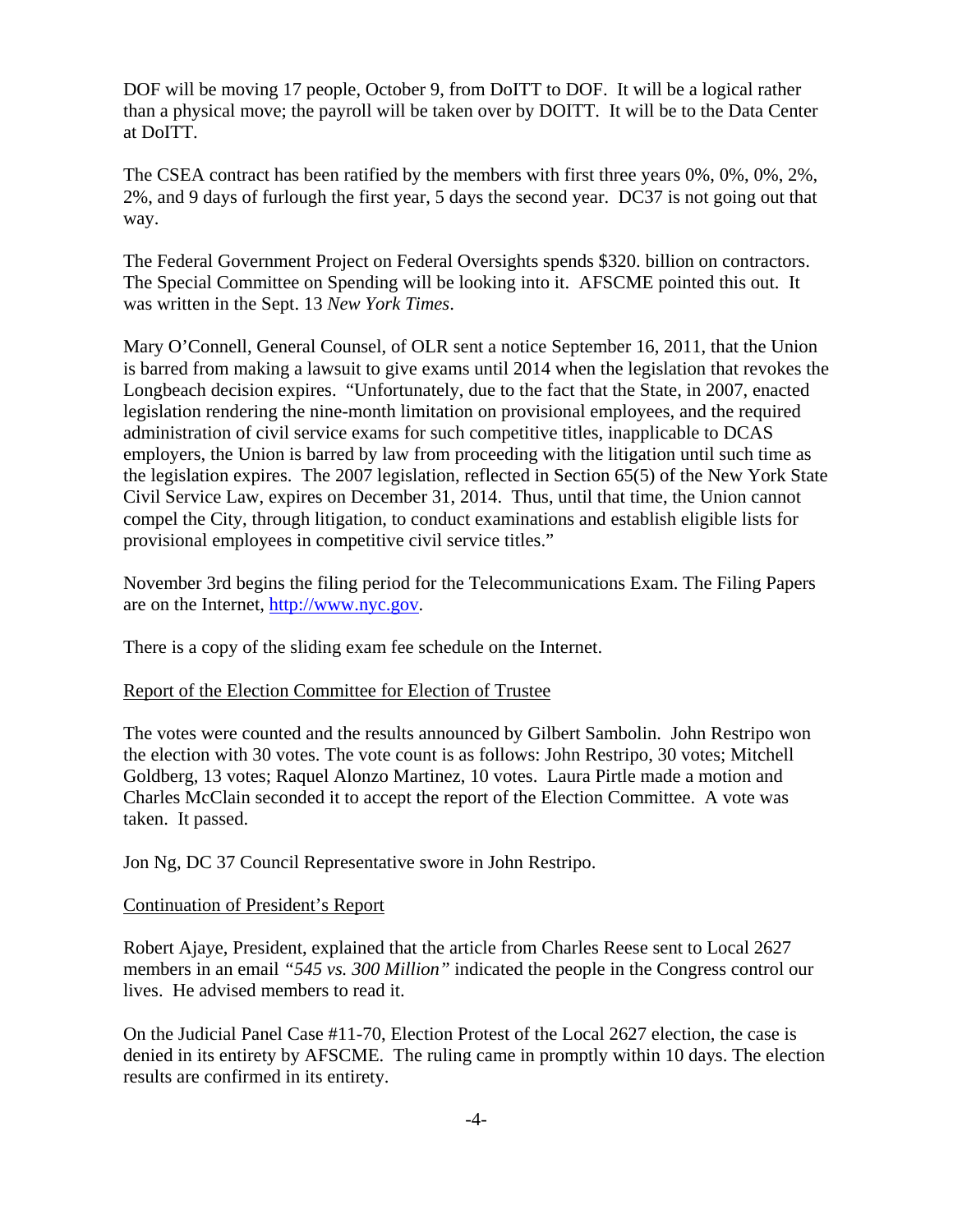DOF will be moving 17 people, October 9, from DoITT to DOF. It will be a logical rather than a physical move; the payroll will be taken over by DOITT. It will be to the Data Center at DoITT.

The CSEA contract has been ratified by the members with first three years 0%, 0%, 0%, 2%, 2%, and 9 days of furlough the first year, 5 days the second year. DC37 is not going out that way.

The Federal Government Project on Federal Oversights spends $320. billion on contractors. The Special Committee on Spending will be looking into it. AFSCME pointed this out. It was written in the Sept. 13 *New York Times*.

Mary O'Connell, General Counsel, of OLR sent a notice September 16, 2011, that the Union is barred from making a lawsuit to give exams until 2014 when the legislation that revokes the Longbeach decision expires. "Unfortunately, due to the fact that the State, in 2007, enacted legislation rendering the nine-month limitation on provisional employees, and the required administration of civil service exams for such competitive titles, inapplicable to DCAS employers, the Union is barred by law from proceeding with the litigation until such time as the legislation expires. The 2007 legislation, reflected in Section 65(5) of the New York State Civil Service Law, expires on December 31, 2014. Thus, until that time, the Union cannot compel the City, through litigation, to conduct examinations and establish eligible lists for provisional employees in competitive civil service titles."

November 3rd begins the filing period for the Telecommunications Exam. The Filing Papers are on the Internet, [http://www.nyc.gov](http://www.nyc.gov).

There is a copy of the sliding exam fee schedule on the Internet.

Report of the Election Committee for Election of Trustee

The votes were counted and the results announced by Gilbert Sambolin. John Restripo won the election with 30 votes. The vote count is as follows: John Restripo, 30 votes; Mitchell Goldberg, 13 votes; Raquel Alonzo Martinez, 10 votes. Laura Pirtle made a motion and Charles McClain seconded it to accept the report of the Election Committee. A vote was taken. It passed.

Jon Ng, DC 37 Council Representative swore in John Restripo.

Continuation of President's Report

Robert Ajaye, President, explained that the article from Charles Reese sent to Local 2627 members in an email *"545 vs. 300 Million"* indicated the people in the Congress control our lives. He advised members to read it.

On the Judicial Panel Case #11-70, Election Protest of the Local 2627 election, the case is denied in its entirety by AFSCME. The ruling came in promptly within 10 days. The election results are confirmed in its entirety.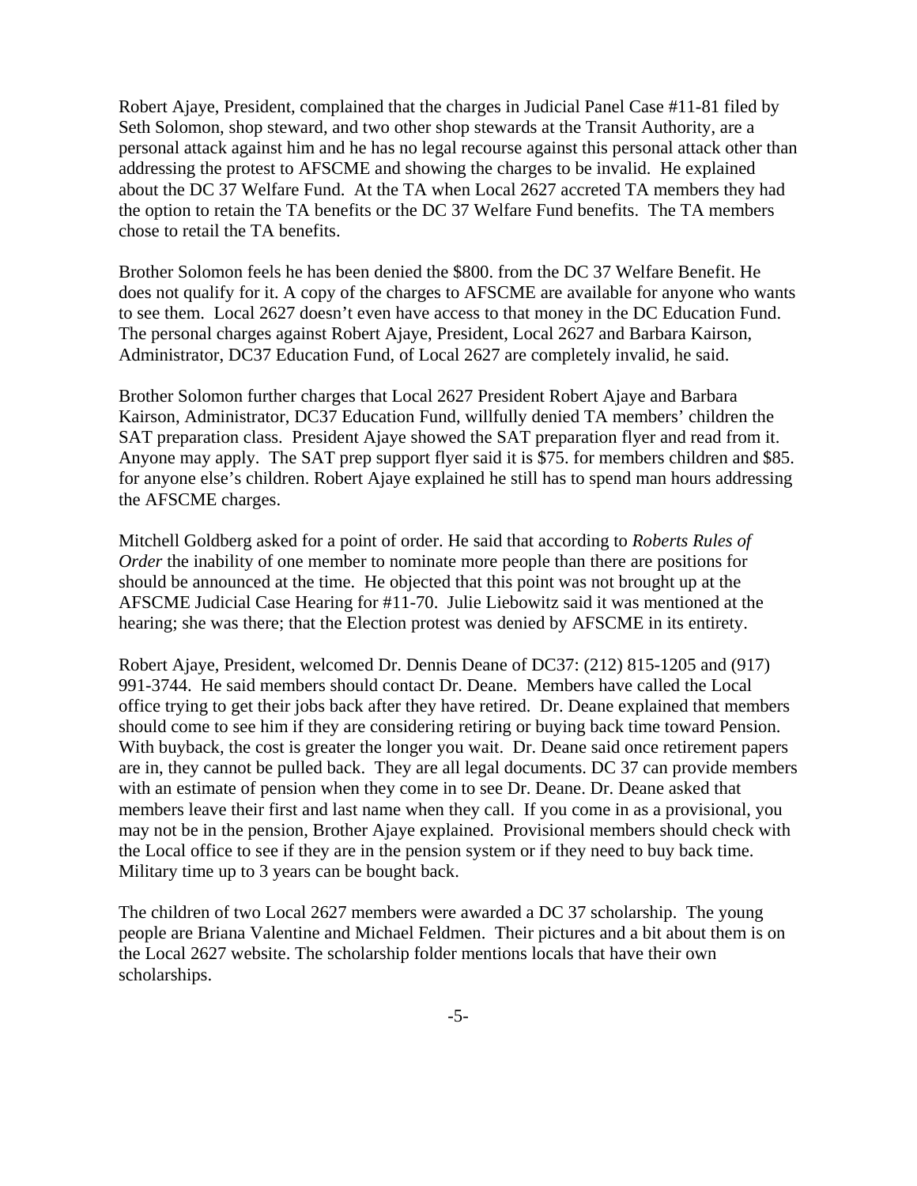Robert Ajaye, President, complained that the charges in Judicial Panel Case #11-81 filed by Seth Solomon, shop steward, and two other shop stewards at the Transit Authority, are a personal attack against him and he has no legal recourse against this personal attack other than addressing the protest to AFSCME and showing the charges to be invalid. He explained about the DC 37 Welfare Fund. At the TA when Local 2627 accreted TA members they had the option to retain the TA benefits or the DC 37 Welfare Fund benefits. The TA members chose to retail the TA benefits.

Brother Solomon feels he has been denied the $800. from the DC 37 Welfare Benefit. He does not qualify for it. A copy of the charges to AFSCME are available for anyone who wants to see them. Local 2627 doesn't even have access to that money in the DC Education Fund. The personal charges against Robert Ajaye, President, Local 2627 and Barbara Kairson, Administrator, DC37 Education Fund, of Local 2627 are completely invalid, he said.

Brother Solomon further charges that Local 2627 President Robert Ajaye and Barbara Kairson, Administrator, DC37 Education Fund, willfully denied TA members' children the SAT preparation class. President Ajaye showed the SAT preparation flyer and read from it. Anyone may apply. The SAT prep support flyer said it is $75. for members children and $85. for anyone else's children. Robert Ajaye explained he still has to spend man hours addressing the AFSCME charges.

Mitchell Goldberg asked for a point of order. He said that according to *Roberts Rules of Order* the inability of one member to nominate more people than there are positions for should be announced at the time. He objected that this point was not brought up at the AFSCME Judicial Case Hearing for #11-70. Julie Liebowitz said it was mentioned at the hearing; she was there; that the Election protest was denied by AFSCME in its entirety.

Robert Ajaye, President, welcomed Dr. Dennis Deane of DC37: (212) 815-1205 and (917) 991-3744. He said members should contact Dr. Deane. Members have called the Local office trying to get their jobs back after they have retired. Dr. Deane explained that members should come to see him if they are considering retiring or buying back time toward Pension. With buyback, the cost is greater the longer you wait. Dr. Deane said once retirement papers are in, they cannot be pulled back. They are all legal documents. DC 37 can provide members with an estimate of pension when they come in to see Dr. Deane. Dr. Deane asked that members leave their first and last name when they call. If you come in as a provisional, you may not be in the pension, Brother Ajaye explained. Provisional members should check with the Local office to see if they are in the pension system or if they need to buy back time. Military time up to 3 years can be bought back.

The children of two Local 2627 members were awarded a DC 37 scholarship. The young people are Briana Valentine and Michael Feldmen. Their pictures and a bit about them is on the Local 2627 website. The scholarship folder mentions locals that have their own scholarships.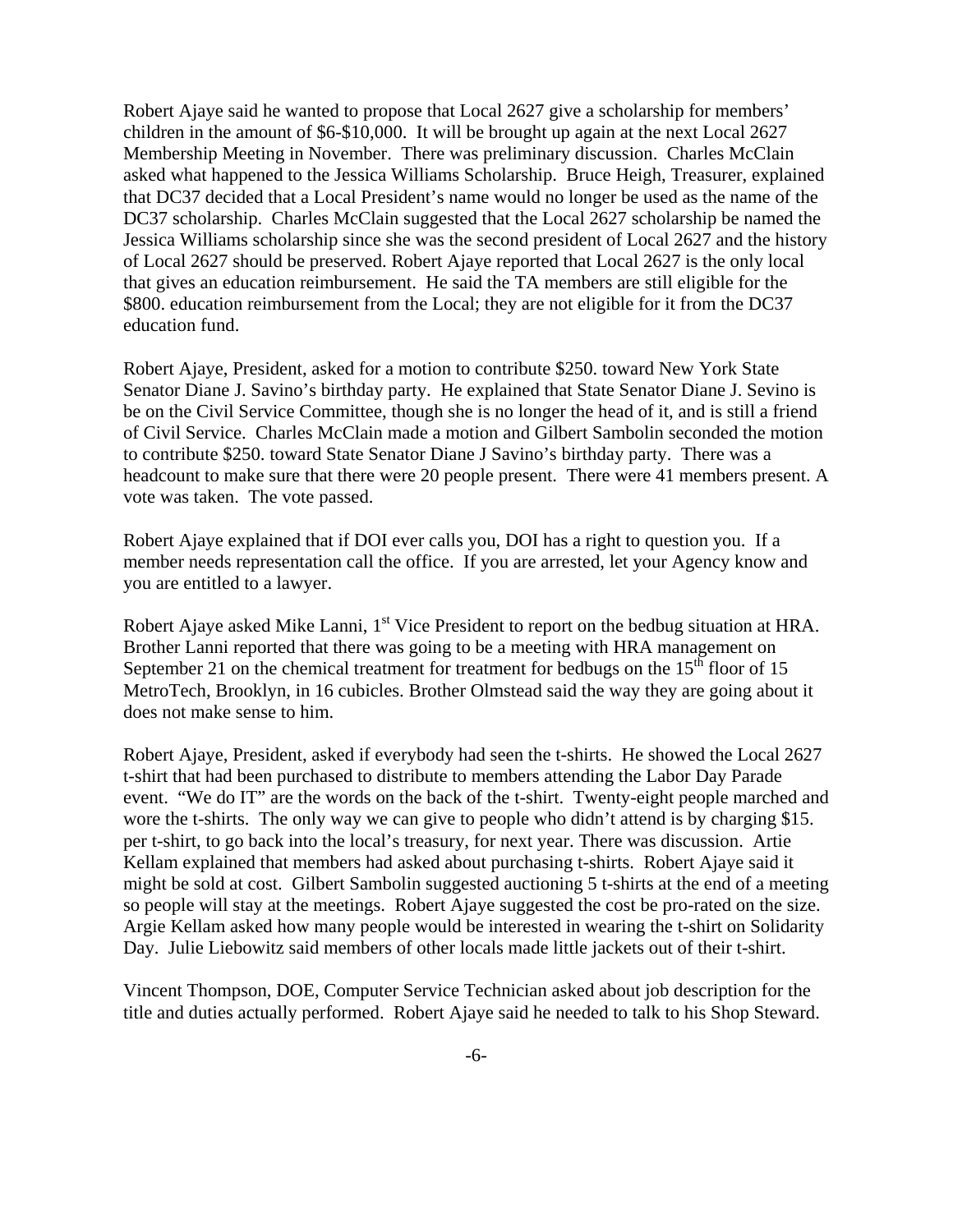Robert Ajaye said he wanted to propose that Local 2627 give a scholarship for members' children in the amount of $6-$10,000. It will be brought up again at the next Local 2627 Membership Meeting in November. There was preliminary discussion. Charles McClain asked what happened to the Jessica Williams Scholarship. Bruce Heigh, Treasurer, explained that DC37 decided that a Local President's name would no longer be used as the name of the DC37 scholarship. Charles McClain suggested that the Local 2627 scholarship be named the Jessica Williams scholarship since she was the second president of Local 2627 and the history of Local 2627 should be preserved. Robert Ajaye reported that Local 2627 is the only local that gives an education reimbursement. He said the TA members are still eligible for the $800. education reimbursement from the Local; they are not eligible for it from the DC37 education fund.

Robert Ajaye, President, asked for a motion to contribute $250. toward New York State Senator Diane J. Savino's birthday party. He explained that State Senator Diane J. Sevino is be on the Civil Service Committee, though she is no longer the head of it, and is still a friend of Civil Service. Charles McClain made a motion and Gilbert Sambolin seconded the motion to contribute $250. toward State Senator Diane J Savino's birthday party. There was a headcount to make sure that there were 20 people present. There were 41 members present. A vote was taken. The vote passed.

Robert Ajaye explained that if DOI ever calls you, DOI has a right to question you. If a member needs representation call the office. If you are arrested, let your Agency know and you are entitled to a lawyer.

Robert Ajaye asked Mike Lanni, 1st Vice President to report on the bedbug situation at HRA. Brother Lanni reported that there was going to be a meeting with HRA management on September 21 on the chemical treatment for treatment for bedbugs on the 15th floor of 15 MetroTech, Brooklyn, in 16 cubicles. Brother Olmstead said the way they are going about it does not make sense to him.

Robert Ajaye, President, asked if everybody had seen the t-shirts. He showed the Local 2627 t-shirt that had been purchased to distribute to members attending the Labor Day Parade event. "We do IT" are the words on the back of the t-shirt. Twenty-eight people marched and wore the t-shirts. The only way we can give to people who didn't attend is by charging $15. per t-shirt, to go back into the local's treasury, for next year. There was discussion. Artie Kellam explained that members had asked about purchasing t-shirts. Robert Ajaye said it might be sold at cost. Gilbert Sambolin suggested auctioning 5 t-shirts at the end of a meeting so people will stay at the meetings. Robert Ajaye suggested the cost be pro-rated on the size. Argie Kellam asked how many people would be interested in wearing the t-shirt on Solidarity Day. Julie Liebowitz said members of other locals made little jackets out of their t-shirt.

Vincent Thompson, DOE, Computer Service Technician asked about job description for the title and duties actually performed. Robert Ajaye said he needed to talk to his Shop Steward.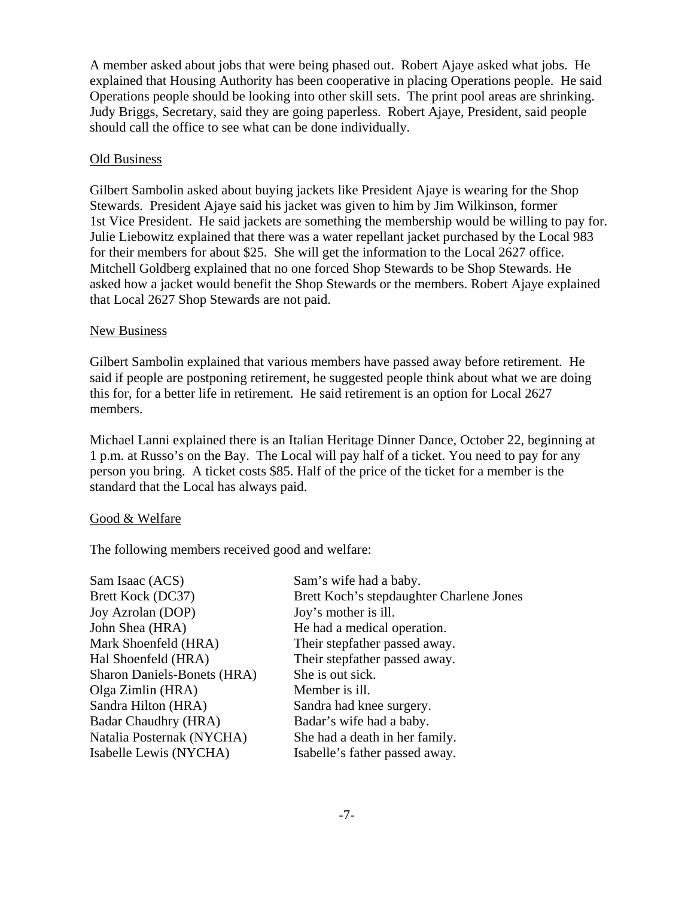A member asked about jobs that were being phased out. Robert Ajaye asked what jobs. He explained that Housing Authority has been cooperative in placing Operations people. He said Operations people should be looking into other skill sets. The print pool areas are shrinking. Judy Briggs, Secretary, said they are going paperless. Robert Ajaye, President, said people should call the office to see what can be done individually.

## Old Business

Gilbert Sambolin asked about buying jackets like President Ajaye is wearing for the Shop Stewards. President Ajaye said his jacket was given to him by Jim Wilkinson, former 1st Vice President. He said jackets are something the membership would be willing to pay for. Julie Liebowitz explained that there was a water repellant jacket purchased by the Local 983 for their members for about $25. She will get the information to the Local 2627 office. Mitchell Goldberg explained that no one forced Shop Stewards to be Shop Stewards. He asked how a jacket would benefit the Shop Stewards or the members. Robert Ajaye explained that Local 2627 Shop Stewards are not paid.

## New Business

Gilbert Sambolin explained that various members have passed away before retirement. He said if people are postponing retirement, he suggested people think about what we are doing this for, for a better life in retirement. He said retirement is an option for Local 2627 members.

Michael Lanni explained there is an Italian Heritage Dinner Dance, October 22, beginning at 1 p.m. at Russo's on the Bay. The Local will pay half of a ticket. You need to pay for any person you bring. A ticket costs $85. Half of the price of the ticket for a member is the standard that the Local has always paid.

## Good & Welfare

The following members received good and welfare:

| | |
|---|---|
| Sam Isaac (ACS) | Sam's wife had a baby. |
| Brett Kock (DC37) | Brett Koch's stepdaughter Charlene Jones |
| Joy Azrolan (DOP) | Joy's mother is ill. |
| John Shea (HRA) | He had a medical operation. |
| Mark Shoenfeld (HRA) | Their stepfather passed away. |
| Hal Shoenfeld (HRA) | Their stepfather passed away. |
| Sharon Daniels-Bonets (HRA) | She is out sick. |
| Olga Zimlin (HRA) | Member is ill. |
| Sandra Hilton (HRA) | Sandra had knee surgery. |
| Badar Chaudhry (HRA) | Badar's wife had a baby. |
| Natalia Posternak (NYCHA) | She had a death in her family. |
| Isabelle Lewis (NYCHA) | Isabelle's father passed away. |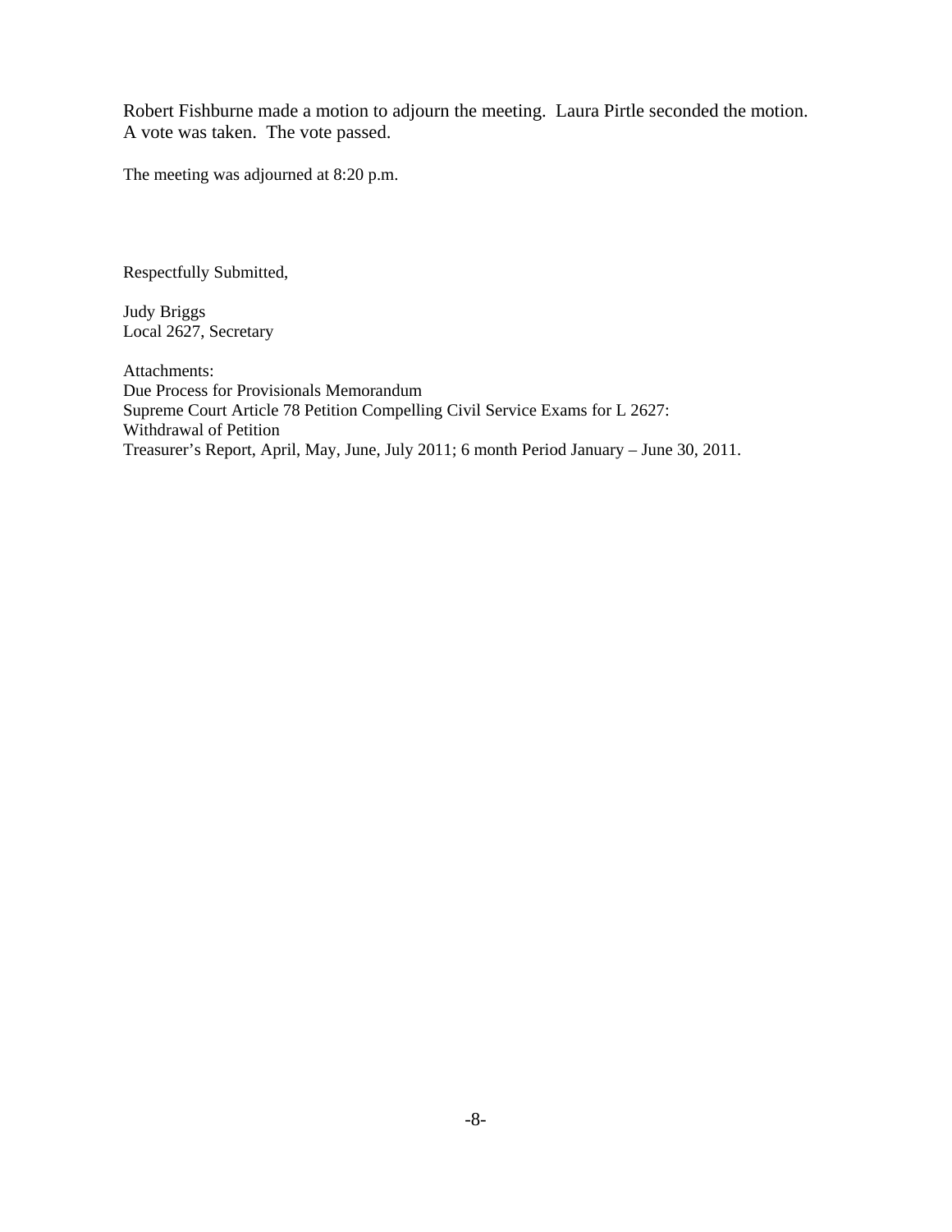Robert Fishburne made a motion to adjourn the meeting. Laura Pirtle seconded the motion. A vote was taken. The vote passed.

The meeting was adjourned at 8:20 p.m.

Respectfully Submitted,

Judy Briggs
Local 2627, Secretary

Attachments:
Due Process for Provisionals Memorandum
Supreme Court Article 78 Petition Compelling Civil Service Exams for L 2627:
Withdrawal of Petition
Treasurer's Report, April, May, June, July 2011; 6 month Period January – June 30, 2011.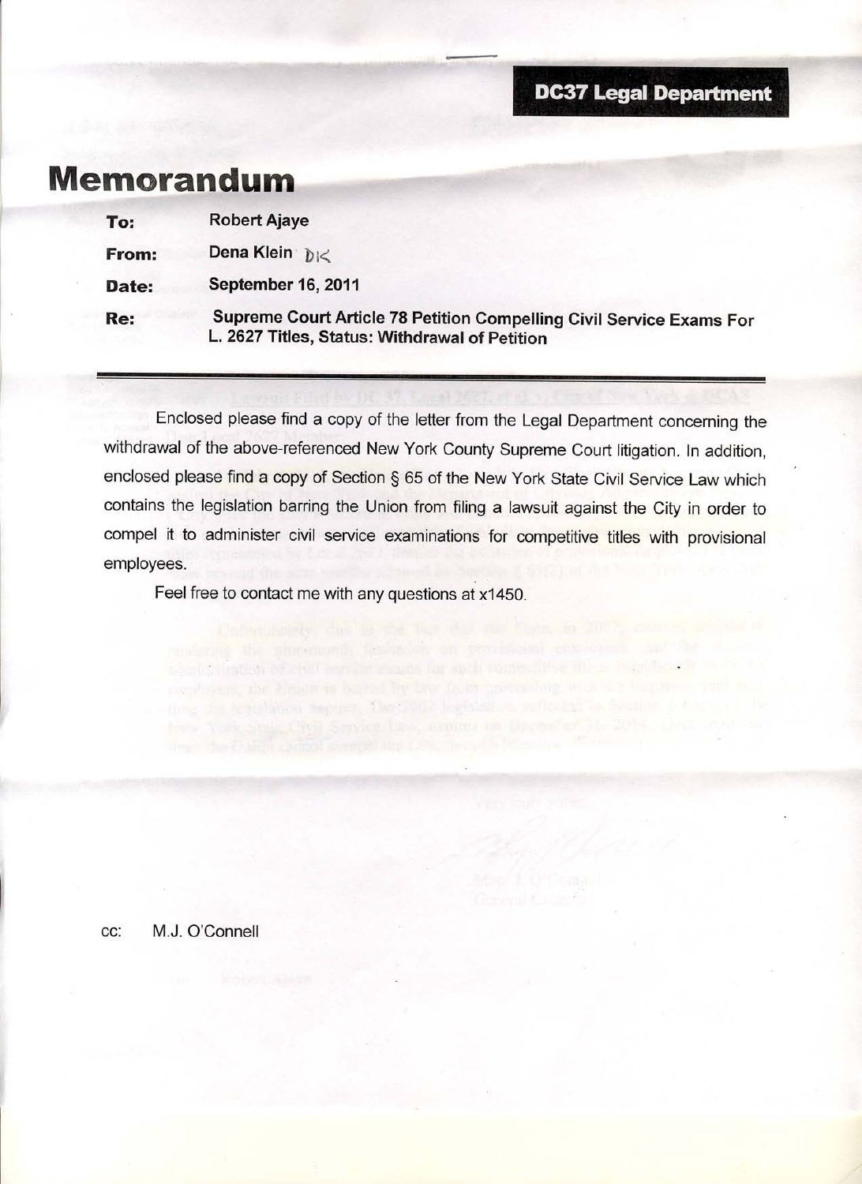**DC37 Legal Department**

# Memorandum

| | |
|---|---|
| **To:** | **Robert Ajaye** |
| **From:** | **Dena Klein** DK |
| **Date:** | **September 16, 2011** |
| **Re:** | **Supreme Court Article 78 Petition Compelling Civil Service Exams For L. 2627 Titles, Status: Withdrawal of Petition** |

---

Enclosed please find a copy of the letter from the Legal Department concerning the withdrawal of the above-referenced New York County Supreme Court litigation. In addition, enclosed please find a copy of Section § 65 of the New York State Civil Service Law which contains the legislation barring the Union from filing a lawsuit against the City in order to compel it to administer civil service examinations for competitive titles with provisional employees.

Feel free to contact me with any questions at x1450.

cc: M.J. O'Connell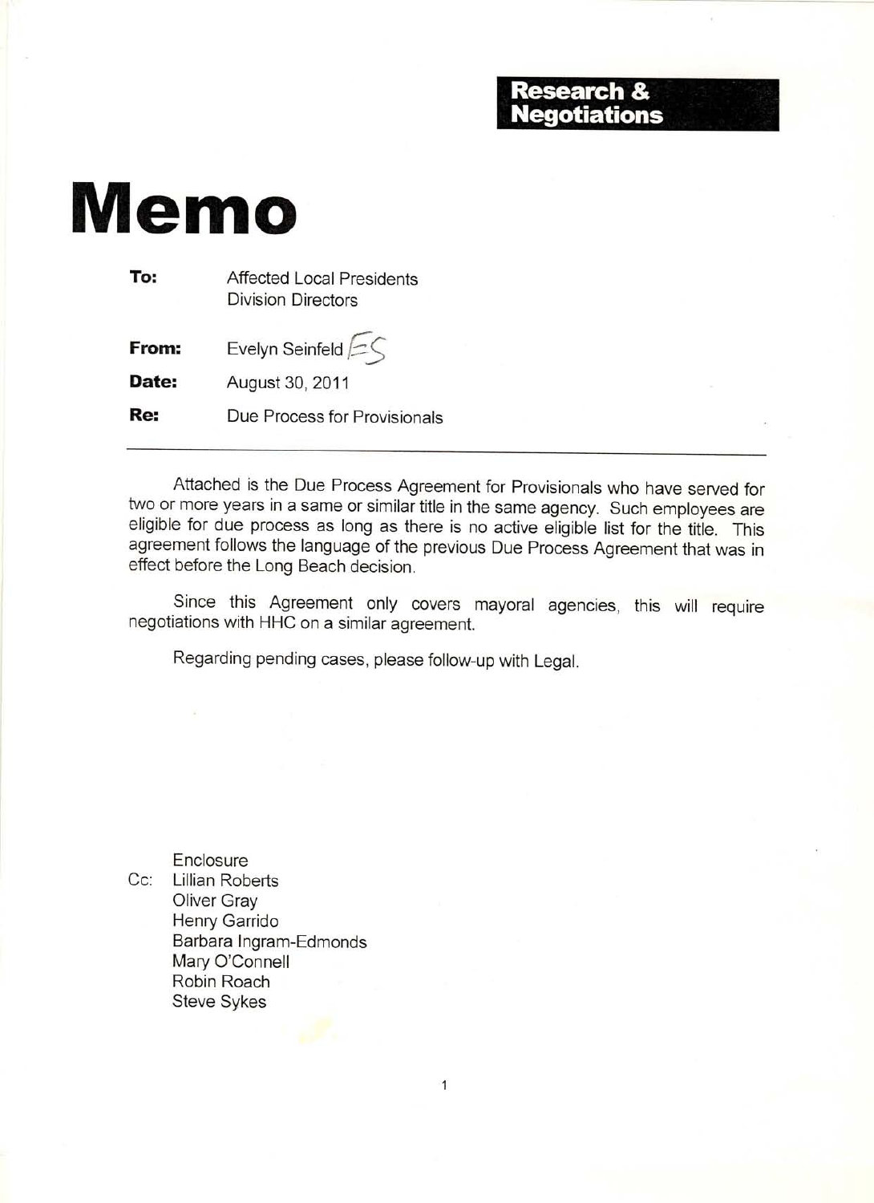**Research & Negotiations**

# Memo

**To:** Affected Local Presidents
Division Directors

**From:** Evelyn Seinfeld ES

**Date:** August 30, 2011

**Re:** Due Process for Provisionals

---

Attached is the Due Process Agreement for Provisionals who have served for two or more years in a same or similar title in the same agency. Such employees are eligible for due process as long as there is no active eligible list for the title. This agreement follows the language of the previous Due Process Agreement that was in effect before the Long Beach decision.

Since this Agreement only covers mayoral agencies, this will require negotiations with HHC on a similar agreement.

Regarding pending cases, please follow-up with Legal.

Enclosure

Cc: Lillian Roberts
Oliver Gray
Henry Garrido
Barbara Ingram-Edmonds
Mary O'Connell
Robin Roach
Steve Sykes